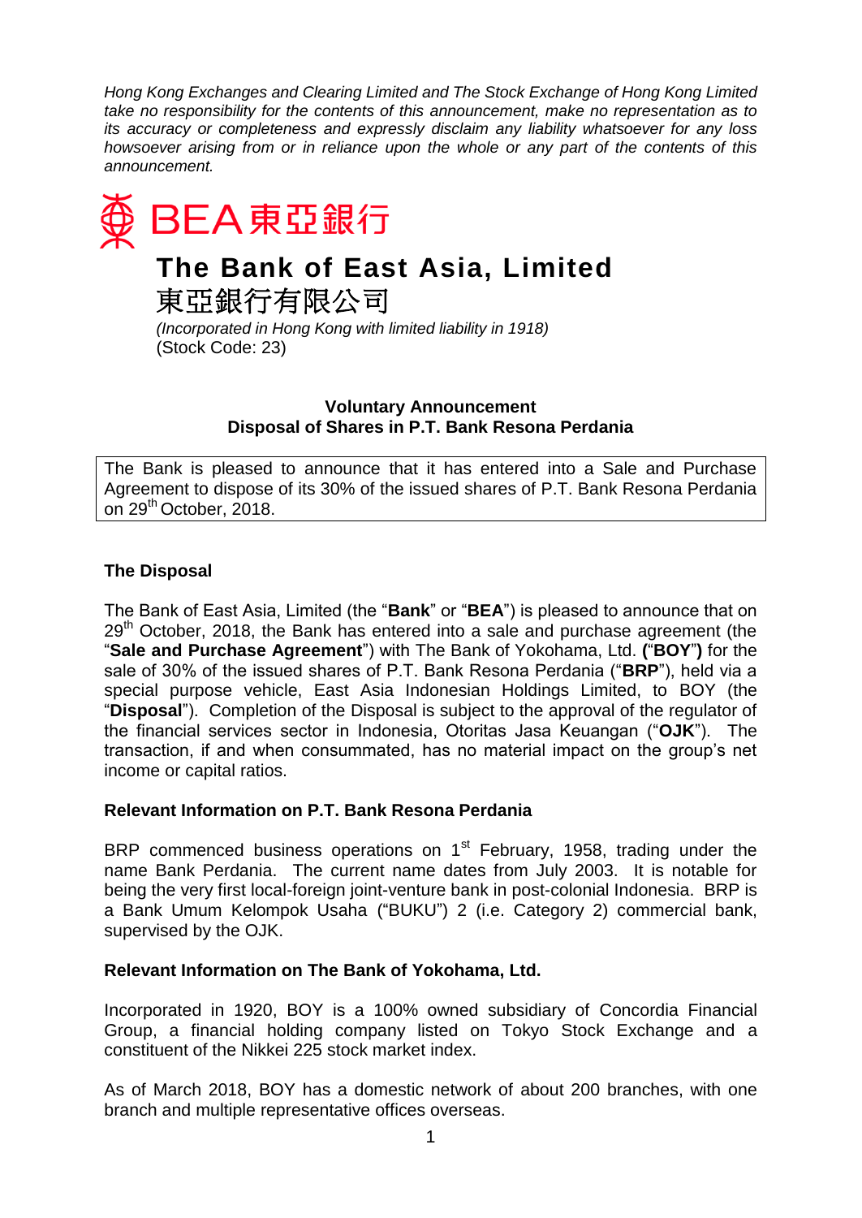*Hong Kong Exchanges and Clearing Limited and The Stock Exchange of Hong Kong Limited take no responsibility for the contents of this announcement, make no representation as to its accuracy or completeness and expressly disclaim any liability whatsoever for any loss howsoever arising from or in reliance upon the whole or any part of the contents of this announcement.*

BEA東亞銀行

# The Bank of East Asia, Limited

# 東亞銀行有限公司

*(Incorporated in Hong Kong with limited liability in 1918)*
(Stock Code: 23)

**Voluntary Announcement**
**Disposal of Shares in P.T. Bank Resona Perdania**

The Bank is pleased to announce that it has entered into a Sale and Purchase Agreement to dispose of its 30% of the issued shares of P.T. Bank Resona Perdania on 29th October, 2018.

## The Disposal

The Bank of East Asia, Limited (the "**Bank**" or "**BEA**") is pleased to announce that on 29th October, 2018, the Bank has entered into a sale and purchase agreement (the "**Sale and Purchase Agreement**") with The Bank of Yokohama, Ltd. **(**"**BOY**"**)** for the sale of 30% of the issued shares of P.T. Bank Resona Perdania ("**BRP**"), held via a special purpose vehicle, East Asia Indonesian Holdings Limited, to BOY (the "**Disposal**"). Completion of the Disposal is subject to the approval of the regulator of the financial services sector in Indonesia, Otoritas Jasa Keuangan ("**OJK**"). The transaction, if and when consummated, has no material impact on the group's net income or capital ratios.

## Relevant Information on P.T. Bank Resona Perdania

BRP commenced business operations on 1st February, 1958, trading under the name Bank Perdania. The current name dates from July 2003. It is notable for being the very first local-foreign joint-venture bank in post-colonial Indonesia. BRP is a Bank Umum Kelompok Usaha ("BUKU") 2 (i.e. Category 2) commercial bank, supervised by the OJK.

## Relevant Information on The Bank of Yokohama, Ltd.

Incorporated in 1920, BOY is a 100% owned subsidiary of Concordia Financial Group, a financial holding company listed on Tokyo Stock Exchange and a constituent of the Nikkei 225 stock market index.

As of March 2018, BOY has a domestic network of about 200 branches, with one branch and multiple representative offices overseas.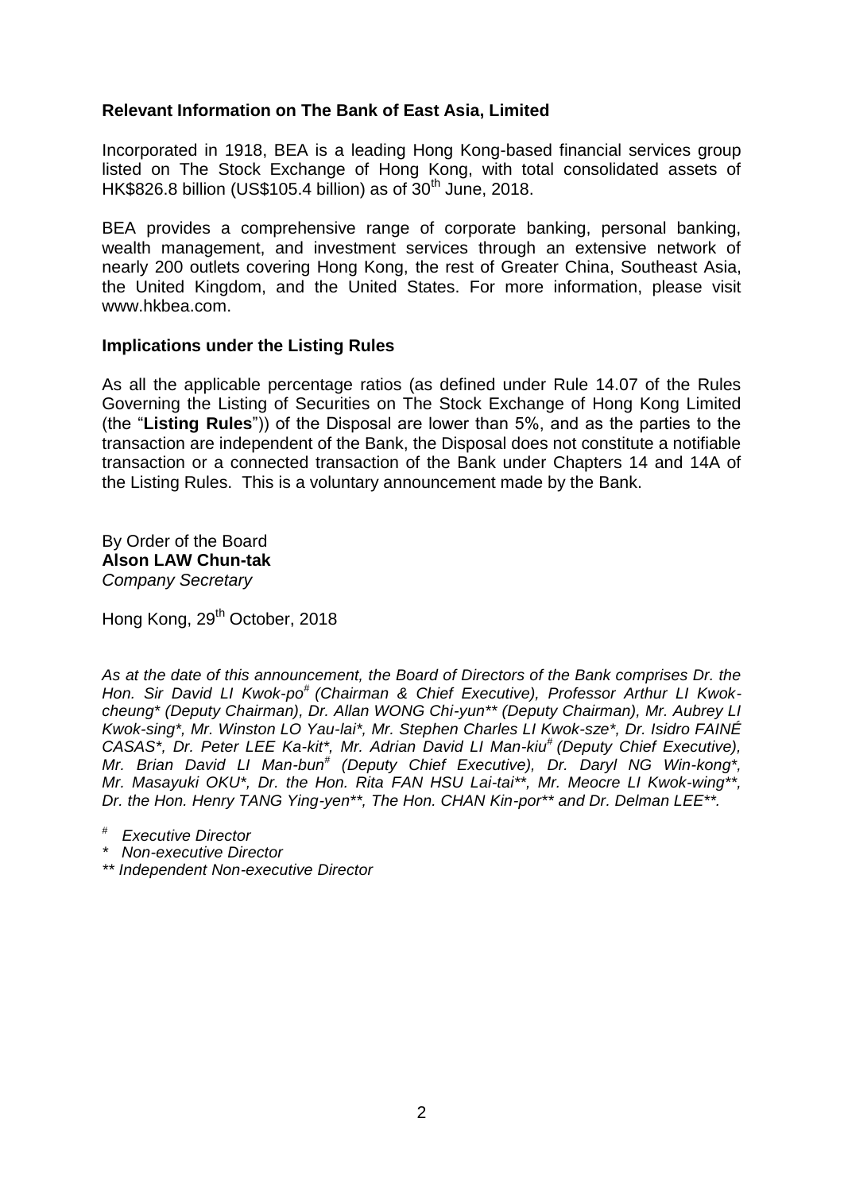**Relevant Information on The Bank of East Asia, Limited**

Incorporated in 1918, BEA is a leading Hong Kong-based financial services group listed on The Stock Exchange of Hong Kong, with total consolidated assets of HK$826.8 billion (US$105.4 billion) as of 30th June, 2018.

BEA provides a comprehensive range of corporate banking, personal banking, wealth management, and investment services through an extensive network of nearly 200 outlets covering Hong Kong, the rest of Greater China, Southeast Asia, the United Kingdom, and the United States. For more information, please visit www.hkbea.com.

**Implications under the Listing Rules**

As all the applicable percentage ratios (as defined under Rule 14.07 of the Rules Governing the Listing of Securities on The Stock Exchange of Hong Kong Limited (the "**Listing Rules**")) of the Disposal are lower than 5%, and as the parties to the transaction are independent of the Bank, the Disposal does not constitute a notifiable transaction or a connected transaction of the Bank under Chapters 14 and 14A of the Listing Rules. This is a voluntary announcement made by the Bank.

By Order of the Board
**Alson LAW Chun-tak**
*Company Secretary*

Hong Kong, 29th October, 2018

*As at the date of this announcement, the Board of Directors of the Bank comprises Dr. the Hon. Sir David LI Kwok-po# (Chairman & Chief Executive), Professor Arthur LI Kwok-cheung* (Deputy Chairman), Dr. Allan WONG Chi-yun** (Deputy Chairman), Mr. Aubrey LI Kwok-sing*, Mr. Winston LO Yau-lai*, Mr. Stephen Charles LI Kwok-sze*, Dr. Isidro FAINÉ CASAS*, Dr. Peter LEE Ka-kit*, Mr. Adrian David LI Man-kiu# (Deputy Chief Executive), Mr. Brian David LI Man-bun# (Deputy Chief Executive), Dr. Daryl NG Win-kong*, Mr. Masayuki OKU*, Dr. the Hon. Rita FAN HSU Lai-tai**, Mr. Meocre LI Kwok-wing**, Dr. the Hon. Henry TANG Ying-yen**, The Hon. CHAN Kin-por** and Dr. Delman LEE**.*

*# Executive Director*

*\* Non-executive Director*

*\*\* Independent Non-executive Director*